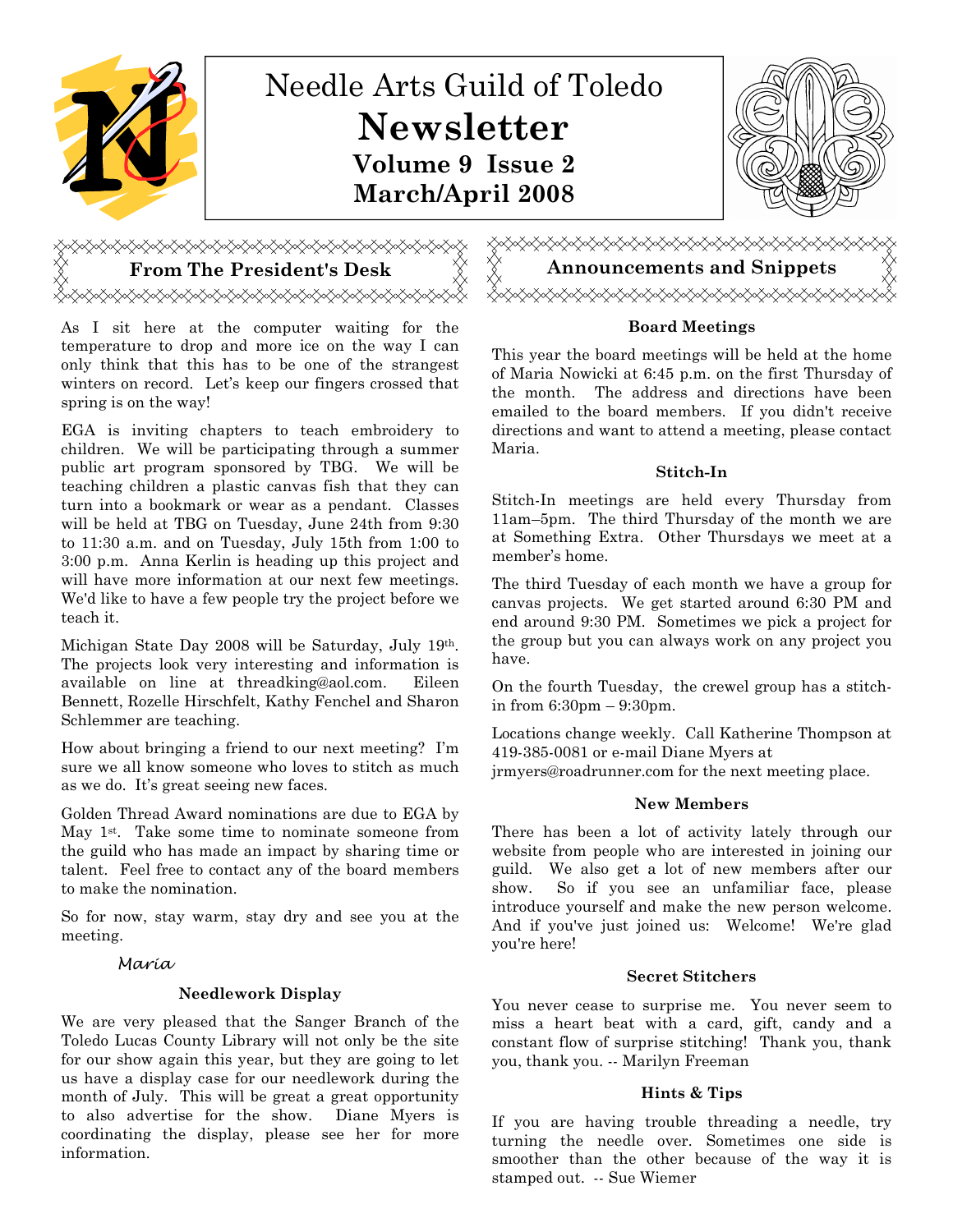# Needle Arts Guild of Toledo

# Newsletter

**Volume 9 Issue 2**

**March/April 2008**

## From The President's Desk

As I sit here at the computer waiting for the temperature to drop and more ice on the way I can only think that this has to be one of the strangest winters on record. Let's keep our fingers crossed that spring is on the way!

EGA is inviting chapters to teach embroidery to children. We will be participating through a summer public art program sponsored by TBG. We will be teaching children a plastic canvas fish that they can turn into a bookmark or wear as a pendant. Classes will be held at TBG on Tuesday, June 24th from 9:30 to 11:30 a.m. and on Tuesday, July 15th from 1:00 to 3:00 p.m. Anna Kerlin is heading up this project and will have more information at our next few meetings. We'd like to have a few people try the project before we teach it.

Michigan State Day 2008 will be Saturday, July 19th. The projects look very interesting and information is available on line at threadking@aol.com. Eileen Bennett, Rozelle Hirschfelt, Kathy Fenchel and Sharon Schlemmer are teaching.

How about bringing a friend to our next meeting? I'm sure we all know someone who loves to stitch as much as we do. It's great seeing new faces.

Golden Thread Award nominations are due to EGA by May 1st. Take some time to nominate someone from the guild who has made an impact by sharing time or talent. Feel free to contact any of the board members to make the nomination.

So for now, stay warm, stay dry and see you at the meeting.

*Maria*

### Needlework Display

We are very pleased that the Sanger Branch of the Toledo Lucas County Library will not only be the site for our show again this year, but they are going to let us have a display case for our needlework during the month of July. This will be great a great opportunity to also advertise for the show. Diane Myers is coordinating the display, please see her for more information.

## Announcements and Snippets

### Board Meetings

This year the board meetings will be held at the home of Maria Nowicki at 6:45 p.m. on the first Thursday of the month. The address and directions have been emailed to the board members. If you didn't receive directions and want to attend a meeting, please contact Maria.

### Stitch-In

Stitch-In meetings are held every Thursday from 11am–5pm. The third Thursday of the month we are at Something Extra. Other Thursdays we meet at a member's home.

The third Tuesday of each month we have a group for canvas projects. We get started around 6:30 PM and end around 9:30 PM. Sometimes we pick a project for the group but you can always work on any project you have.

On the fourth Tuesday, the crewel group has a stitch-in from 6:30pm – 9:30pm.

Locations change weekly. Call Katherine Thompson at 419-385-0081 or e-mail Diane Myers at jrmyers@roadrunner.com for the next meeting place.

### New Members

There has been a lot of activity lately through our website from people who are interested in joining our guild. We also get a lot of new members after our show. So if you see an unfamiliar face, please introduce yourself and make the new person welcome. And if you've just joined us: Welcome! We're glad you're here!

### Secret Stitchers

You never cease to surprise me. You never seem to miss a heart beat with a card, gift, candy and a constant flow of surprise stitching! Thank you, thank you, thank you. -- Marilyn Freeman

### Hints & Tips

If you are having trouble threading a needle, try turning the needle over. Sometimes one side is smoother than the other because of the way it is stamped out. -- Sue Wiemer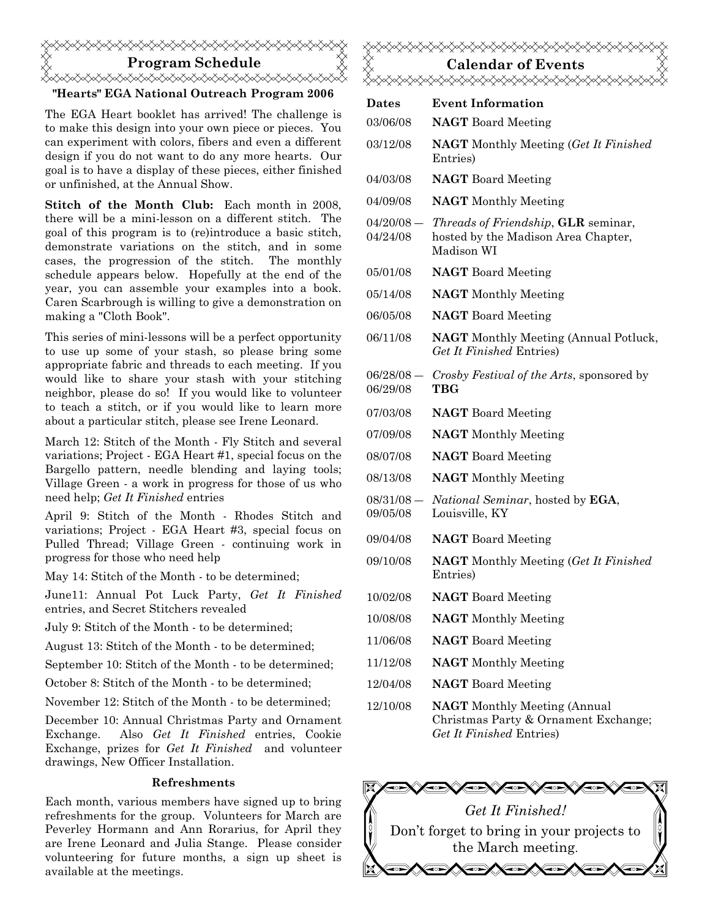## Program Schedule

### "Hearts" EGA National Outreach Program 2006

The EGA Heart booklet has arrived! The challenge is to make this design into your own piece or pieces. You can experiment with colors, fibers and even a different design if you do not want to do any more hearts. Our goal is to have a display of these pieces, either finished or unfinished, at the Annual Show.

**Stitch of the Month Club:** Each month in 2008, there will be a mini-lesson on a different stitch. The goal of this program is to (re)introduce a basic stitch, demonstrate variations on the stitch, and in some cases, the progression of the stitch. The monthly schedule appears below. Hopefully at the end of the year, you can assemble your examples into a book. Caren Scarbrough is willing to give a demonstration on making a "Cloth Book".

This series of mini-lessons will be a perfect opportunity to use up some of your stash, so please bring some appropriate fabric and threads to each meeting. If you would like to share your stash with your stitching neighbor, please do so! If you would like to volunteer to teach a stitch, or if you would like to learn more about a particular stitch, please see Irene Leonard.

March 12: Stitch of the Month - Fly Stitch and several variations; Project - EGA Heart #1, special focus on the Bargello pattern, needle blending and laying tools; Village Green - a work in progress for those of us who need help; *Get It Finished* entries

April 9: Stitch of the Month - Rhodes Stitch and variations; Project - EGA Heart #3, special focus on Pulled Thread; Village Green - continuing work in progress for those who need help

May 14: Stitch of the Month - to be determined;

June11: Annual Pot Luck Party, *Get It Finished* entries, and Secret Stitchers revealed

July 9: Stitch of the Month - to be determined;

August 13: Stitch of the Month - to be determined;

September 10: Stitch of the Month - to be determined;

October 8: Stitch of the Month - to be determined;

November 12: Stitch of the Month - to be determined;

December 10: Annual Christmas Party and Ornament Exchange. Also *Get It Finished* entries, Cookie Exchange, prizes for *Get It Finished* and volunteer drawings, New Officer Installation.

### Refreshments

Each month, various members have signed up to bring refreshments for the group. Volunteers for March are Peverley Hormann and Ann Rorarius, for April they are Irene Leonard and Julia Stange. Please consider volunteering for future months, a sign up sheet is available at the meetings.

## Calendar of Events

| Dates | Event Information |
|---|---|
| 03/06/08 | **NAGT** Board Meeting |
| 03/12/08 | **NAGT** Monthly Meeting (*Get It Finished* Entries) |
| 04/03/08 | **NAGT** Board Meeting |
| 04/09/08 | **NAGT** Monthly Meeting |
| 04/20/08 — 04/24/08 | *Threads of Friendship*, **GLR** seminar, hosted by the Madison Area Chapter, Madison WI |
| 05/01/08 | **NAGT** Board Meeting |
| 05/14/08 | **NAGT** Monthly Meeting |
| 06/05/08 | **NAGT** Board Meeting |
| 06/11/08 | **NAGT** Monthly Meeting (Annual Potluck, *Get It Finished* Entries) |
| 06/28/08 — 06/29/08 | *Crosby Festival of the Arts*, sponsored by **TBG** |
| 07/03/08 | **NAGT** Board Meeting |
| 07/09/08 | **NAGT** Monthly Meeting |
| 08/07/08 | **NAGT** Board Meeting |
| 08/13/08 | **NAGT** Monthly Meeting |
| 08/31/08 — 09/05/08 | *National Seminar*, hosted by **EGA**, Louisville, KY |
| 09/04/08 | **NAGT** Board Meeting |
| 09/10/08 | **NAGT** Monthly Meeting (*Get It Finished* Entries) |
| 10/02/08 | **NAGT** Board Meeting |
| 10/08/08 | **NAGT** Monthly Meeting |
| 11/06/08 | **NAGT** Board Meeting |
| 11/12/08 | **NAGT** Monthly Meeting |
| 12/04/08 | **NAGT** Board Meeting |
| 12/10/08 | **NAGT** Monthly Meeting (Annual Christmas Party & Ornament Exchange; *Get It Finished* Entries) |

*Get It Finished!*

Don't forget to bring in your projects to the March meeting.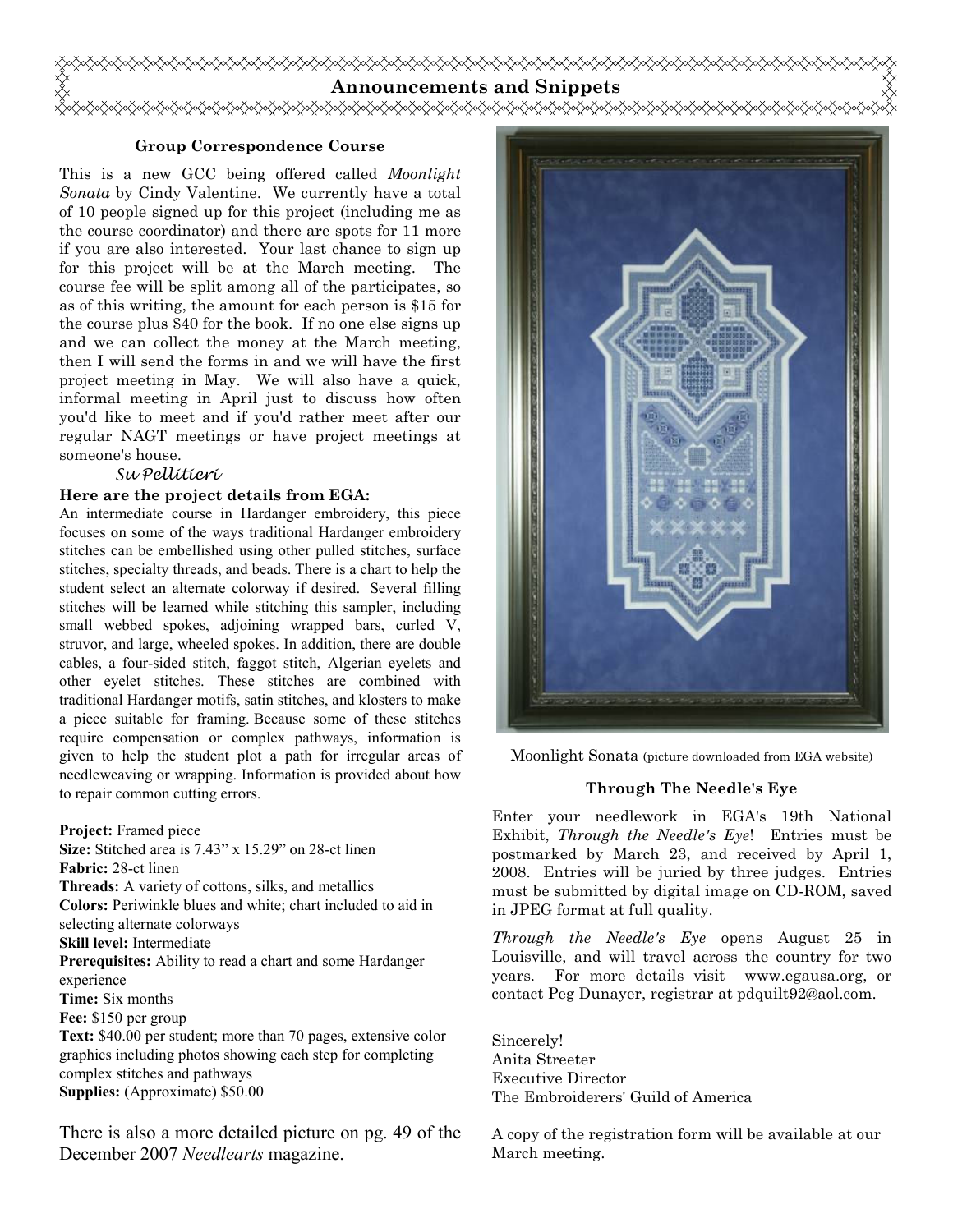# Announcements and Snippets

### Group Correspondence Course

This is a new GCC being offered called *Moonlight Sonata* by Cindy Valentine. We currently have a total of 10 people signed up for this project (including me as the course coordinator) and there are spots for 11 more if you are also interested. Your last chance to sign up for this project will be at the March meeting. The course fee will be split among all of the participates, so as of this writing, the amount for each person is $15 for the course plus $40 for the book. If no one else signs up and we can collect the money at the March meeting, then I will send the forms in and we will have the first project meeting in May. We will also have a quick, informal meeting in April just to discuss how often you'd like to meet and if you'd rather meet after our regular NAGT meetings or have project meetings at someone's house.

*Su Pellitieri*

**Here are the project details from EGA:**

An intermediate course in Hardanger embroidery, this piece focuses on some of the ways traditional Hardanger embroidery stitches can be embellished using other pulled stitches, surface stitches, specialty threads, and beads. There is a chart to help the student select an alternate colorway if desired. Several filling stitches will be learned while stitching this sampler, including small webbed spokes, adjoining wrapped bars, curled V, struvor, and large, wheeled spokes. In addition, there are double cables, a four-sided stitch, faggot stitch, Algerian eyelets and other eyelet stitches. These stitches are combined with traditional Hardanger motifs, satin stitches, and klosters to make a piece suitable for framing. Because some of these stitches require compensation or complex pathways, information is given to help the student plot a path for irregular areas of needleweaving or wrapping. Information is provided about how to repair common cutting errors.

**Project:** Framed piece
**Size:** Stitched area is 7.43" x 15.29" on 28-ct linen
**Fabric:** 28-ct linen
**Threads:** A variety of cottons, silks, and metallics
**Colors:** Periwinkle blues and white; chart included to aid in selecting alternate colorways
**Skill level:** Intermediate
**Prerequisites:** Ability to read a chart and some Hardanger experience
**Time:** Six months
**Fee:** $150 per group
**Text:** $40.00 per student; more than 70 pages, extensive color graphics including photos showing each step for completing complex stitches and pathways
**Supplies:** (Approximate) $50.00

There is also a more detailed picture on pg. 49 of the December 2007 *Needlearts* magazine.

Moonlight Sonata (picture downloaded from EGA website)

### Through The Needle's Eye

Enter your needlework in EGA's 19th National Exhibit, *Through the Needle's Eye*! Entries must be postmarked by March 23, and received by April 1, 2008. Entries will be juried by three judges. Entries must be submitted by digital image on CD-ROM, saved in JPEG format at full quality.

*Through the Needle's Eye* opens August 25 in Louisville, and will travel across the country for two years. For more details visit www.egausa.org, or contact Peg Dunayer, registrar at pdquilt92@aol.com.

Sincerely!
Anita Streeter
Executive Director
The Embroiderers' Guild of America

A copy of the registration form will be available at our March meeting.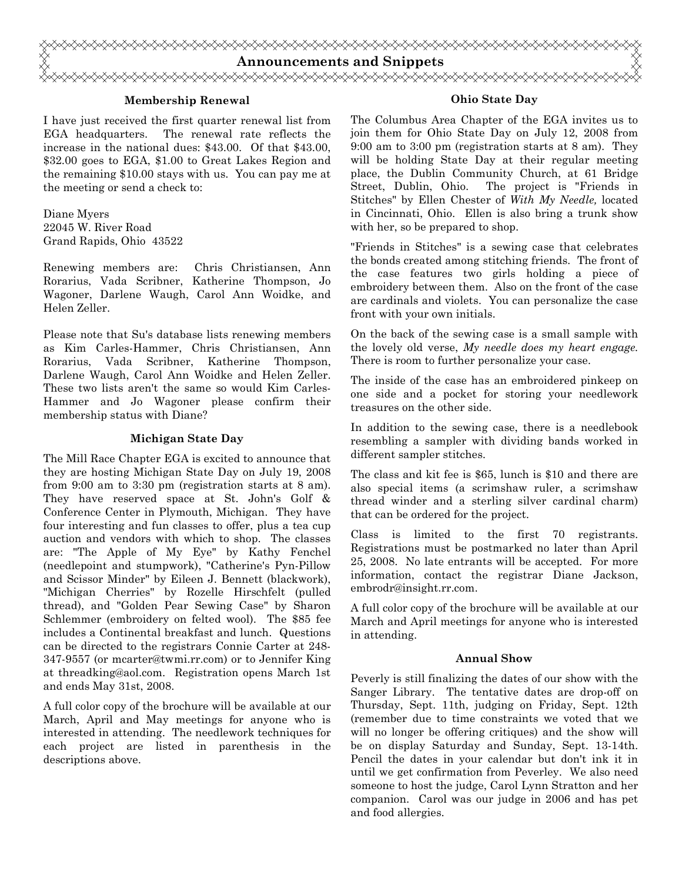# Announcements and Snippets

### Membership Renewal

I have just received the first quarter renewal list from EGA headquarters. The renewal rate reflects the increase in the national dues: $43.00. Of that $43.00, $32.00 goes to EGA, $1.00 to Great Lakes Region and the remaining $10.00 stays with us. You can pay me at the meeting or send a check to:

Diane Myers
22045 W. River Road
Grand Rapids, Ohio 43522

Renewing members are: Chris Christiansen, Ann Rorarius, Vada Scribner, Katherine Thompson, Jo Wagoner, Darlene Waugh, Carol Ann Woidke, and Helen Zeller.

Please note that Su's database lists renewing members as Kim Carles-Hammer, Chris Christiansen, Ann Rorarius, Vada Scribner, Katherine Thompson, Darlene Waugh, Carol Ann Woidke and Helen Zeller. These two lists aren't the same so would Kim Carles-Hammer and Jo Wagoner please confirm their membership status with Diane?

### Michigan State Day

The Mill Race Chapter EGA is excited to announce that they are hosting Michigan State Day on July 19, 2008 from 9:00 am to 3:30 pm (registration starts at 8 am). They have reserved space at St. John's Golf & Conference Center in Plymouth, Michigan. They have four interesting and fun classes to offer, plus a tea cup auction and vendors with which to shop. The classes are: "The Apple of My Eye" by Kathy Fenchel (needlepoint and stumpwork), "Catherine's Pyn-Pillow and Scissor Minder" by Eileen J. Bennett (blackwork), "Michigan Cherries" by Rozelle Hirschfelt (pulled thread), and "Golden Pear Sewing Case" by Sharon Schlemmer (embroidery on felted wool). The $85 fee includes a Continental breakfast and lunch. Questions can be directed to the registrars Connie Carter at 248-347-9557 (or mcarter@twmi.rr.com) or to Jennifer King at threadking@aol.com. Registration opens March 1st and ends May 31st, 2008.

A full color copy of the brochure will be available at our March, April and May meetings for anyone who is interested in attending. The needlework techniques for each project are listed in parenthesis in the descriptions above.

### Ohio State Day

The Columbus Area Chapter of the EGA invites us to join them for Ohio State Day on July 12, 2008 from 9:00 am to 3:00 pm (registration starts at 8 am). They will be holding State Day at their regular meeting place, the Dublin Community Church, at 61 Bridge Street, Dublin, Ohio. The project is "Friends in Stitches" by Ellen Chester of *With My Needle,* located in Cincinnati, Ohio. Ellen is also bring a trunk show with her, so be prepared to shop.

"Friends in Stitches" is a sewing case that celebrates the bonds created among stitching friends. The front of the case features two girls holding a piece of embroidery between them. Also on the front of the case are cardinals and violets. You can personalize the case front with your own initials.

On the back of the sewing case is a small sample with the lovely old verse, *My needle does my heart engage.* There is room to further personalize your case.

The inside of the case has an embroidered pinkeep on one side and a pocket for storing your needlework treasures on the other side.

In addition to the sewing case, there is a needlebook resembling a sampler with dividing bands worked in different sampler stitches.

The class and kit fee is $65, lunch is $10 and there are also special items (a scrimshaw ruler, a scrimshaw thread winder and a sterling silver cardinal charm) that can be ordered for the project.

Class is limited to the first 70 registrants. Registrations must be postmarked no later than April 25, 2008. No late entrants will be accepted. For more information, contact the registrar Diane Jackson, embrodr@insight.rr.com.

A full color copy of the brochure will be available at our March and April meetings for anyone who is interested in attending.

### Annual Show

Peverly is still finalizing the dates of our show with the Sanger Library. The tentative dates are drop-off on Thursday, Sept. 11th, judging on Friday, Sept. 12th (remember due to time constraints we voted that we will no longer be offering critiques) and the show will be on display Saturday and Sunday, Sept. 13-14th. Pencil the dates in your calendar but don't ink it in until we get confirmation from Peverley. We also need someone to host the judge, Carol Lynn Stratton and her companion. Carol was our judge in 2006 and has pet and food allergies.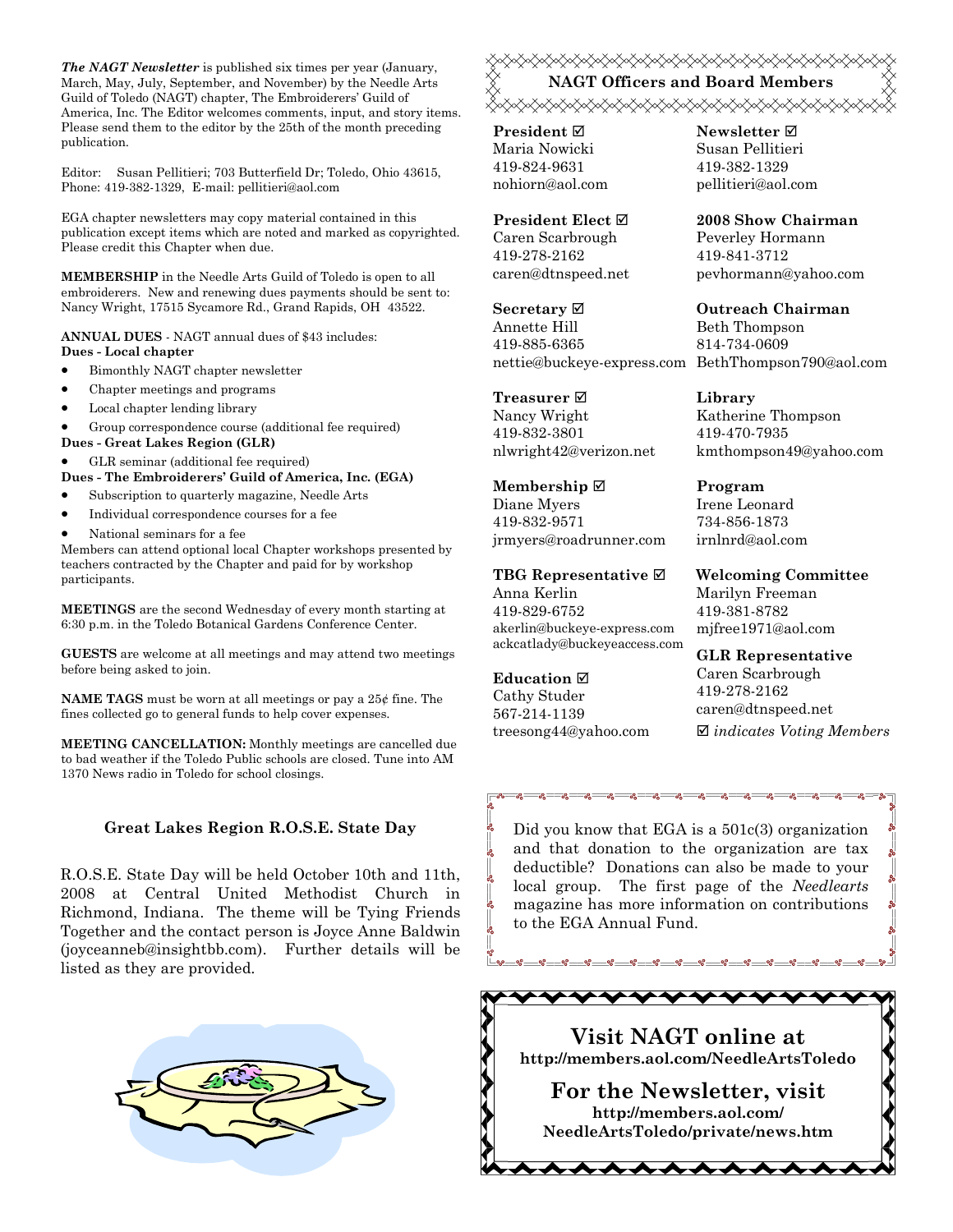***The NAGT Newsletter*** is published six times per year (January, March, May, July, September, and November) by the Needle Arts Guild of Toledo (NAGT) chapter, The Embroiderers' Guild of America, Inc. The Editor welcomes comments, input, and story items. Please send them to the editor by the 25th of the month preceding publication.

Editor: Susan Pellitieri; 703 Butterfield Dr; Toledo, Ohio 43615, Phone: 419-382-1329, E-mail: pellitieri@aol.com

EGA chapter newsletters may copy material contained in this publication except items which are noted and marked as copyrighted. Please credit this Chapter when due.

**MEMBERSHIP** in the Needle Arts Guild of Toledo is open to all embroiderers. New and renewing dues payments should be sent to: Nancy Wright, 17515 Sycamore Rd., Grand Rapids, OH 43522.

**ANNUAL DUES** - NAGT annual dues of $43 includes:

**Dues - Local chapter**

- Bimonthly NAGT chapter newsletter
- Chapter meetings and programs
- Local chapter lending library
- Group correspondence course (additional fee required)

**Dues - Great Lakes Region (GLR)**

- GLR seminar (additional fee required)

**Dues - The Embroiderers' Guild of America, Inc. (EGA)**

- Subscription to quarterly magazine, Needle Arts
- Individual correspondence courses for a fee
- National seminars for a fee

Members can attend optional local Chapter workshops presented by teachers contracted by the Chapter and paid for by workshop participants.

**MEETINGS** are the second Wednesday of every month starting at 6:30 p.m. in the Toledo Botanical Gardens Conference Center.

**GUESTS** are welcome at all meetings and may attend two meetings before being asked to join.

**NAME TAGS** must be worn at all meetings or pay a 25¢ fine. The fines collected go to general funds to help cover expenses.

**MEETING CANCELLATION:** Monthly meetings are cancelled due to bad weather if the Toledo Public schools are closed. Tune into AM 1370 News radio in Toledo for school closings.

### Great Lakes Region R.O.S.E. State Day

R.O.S.E. State Day will be held October 10th and 11th, 2008 at Central United Methodist Church in Richmond, Indiana. The theme will be Tying Friends Together and the contact person is Joyce Anne Baldwin (joyceanneb@insightbb.com). Further details will be listed as they are provided.

## NAGT Officers and Board Members

**President ☑**
Maria Nowicki
419-824-9631
nohiorn@aol.com

**President Elect ☑**
Caren Scarbrough
419-278-2162
caren@dtnspeed.net

**Secretary ☑**
Annette Hill
419-885-6365
nettie@buckeye-express.com

**Treasurer ☑**
Nancy Wright
419-832-3801
nlwright42@verizon.net

**Membership ☑**
Diane Myers
419-832-9571
jrmyers@roadrunner.com

**TBG Representative ☑**
Anna Kerlin
419-829-6752
akerlin@buckeye-express.com
ackcatlady@buckeyeaccess.com

**Education ☑**
Cathy Studer
567-214-1139
treesong44@yahoo.com

**Newsletter ☑**
Susan Pellitieri
419-382-1329
pellitieri@aol.com

**2008 Show Chairman**
Peverley Hormann
419-841-3712
pevhormann@yahoo.com

**Outreach Chairman**
Beth Thompson
814-734-0609
BethThompson790@aol.com

**Library**
Katherine Thompson
419-470-7935
kmthompson49@yahoo.com

**Program**
Irene Leonard
734-856-1873
irnlnrd@aol.com

**Welcoming Committee**
Marilyn Freeman
419-381-8782
mjfree1971@aol.com

**GLR Representative**
Caren Scarbrough
419-278-2162
caren@dtnspeed.net

☑ *indicates Voting Members*

Did you know that EGA is a 501c(3) organization and that donation to the organization are tax deductible? Donations can also be made to your local group. The first page of the *Needlearts* magazine has more information on contributions to the EGA Annual Fund.

## Visit NAGT online at

**http://members.aol.com/NeedleArtsToledo**

## For the Newsletter, visit

**http://members.aol.com/NeedleArtsToledo/private/news.htm**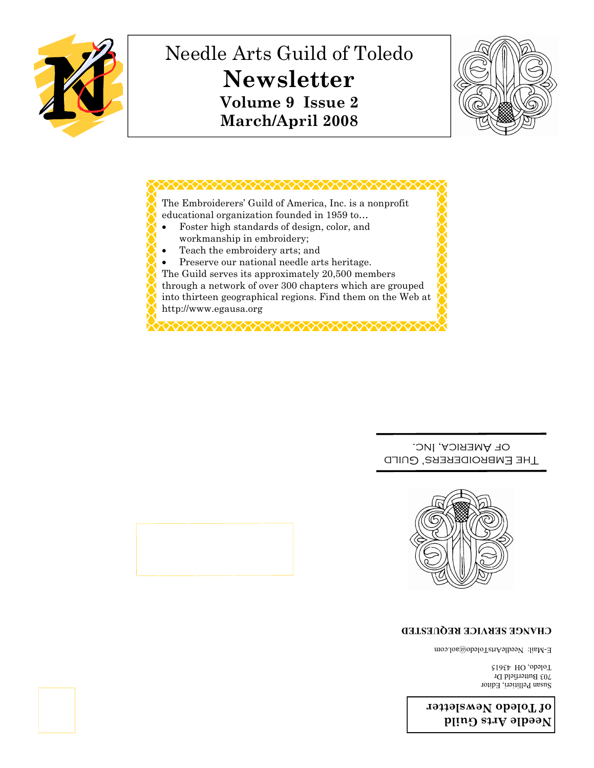# Needle Arts Guild of Toledo

# Newsletter

### Volume 9 Issue 2

### March/April 2008

The Embroiderers' Guild of America, Inc. is a nonprofit educational organization founded in 1959 to…

- Foster high standards of design, color, and workmanship in embroidery;
- Teach the embroidery arts; and
- Preserve our national needle arts heritage.

The Guild serves its approximately 20,500 members through a network of over 300 chapters which are grouped into thirteen geographical regions. Find them on the Web at http://www.egausa.org

THE EMBROIDERERS' GUILD OF AMERICA, INC.

**CHANGE SERVICE REQUESTED**

E-Mail: NeedleArtsToledo@aol.com

Susan Pellitieri, Editor
703 Butterfield Dr
Toledo, OH 43615

**Needle Arts Guild of Toledo Newsletter**